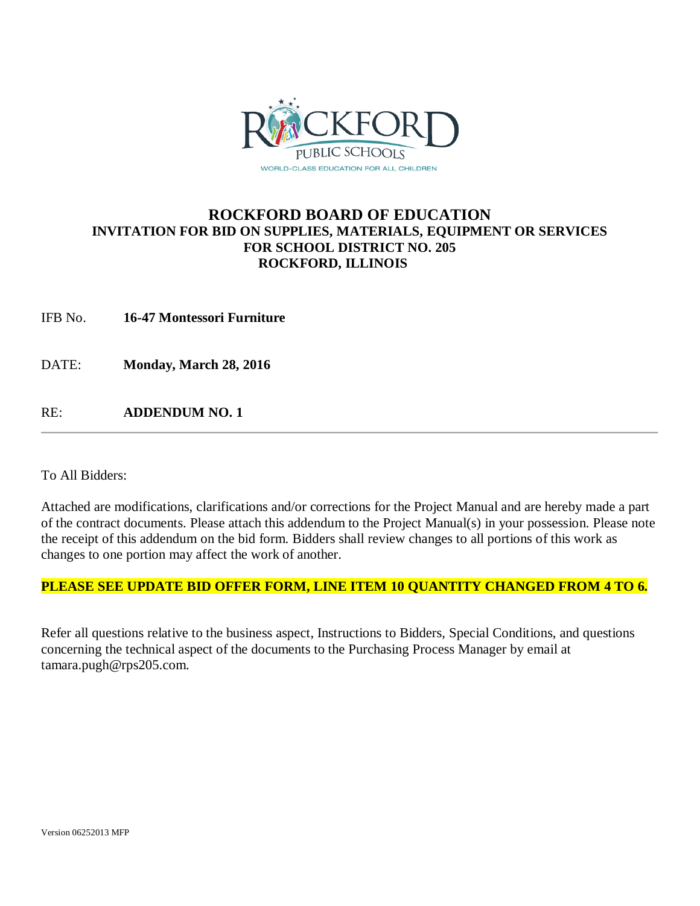# ROCKFORD BOARD OF EDUCATION

## INVITATION FOR BID ON SUPPLIES, MATERIALS, EQUIPMENT OR SERVICES FOR SCHOOL DISTRICT NO. 205 ROCKFORD, ILLINOIS

IFB No. **16-47 Montessori Furniture**

DATE: **Monday, March 28, 2016**

RE: **ADDENDUM NO. 1**

---

To All Bidders:

Attached are modifications, clarifications and/or corrections for the Project Manual and are hereby made a part of the contract documents. Please attach this addendum to the Project Manual(s) in your possession. Please note the receipt of this addendum on the bid form. Bidders shall review changes to all portions of this work as changes to one portion may affect the work of another.

**PLEASE SEE UPDATE BID OFFER FORM, LINE ITEM 10 QUANTITY CHANGED FROM 4 TO 6.**

Refer all questions relative to the business aspect, Instructions to Bidders, Special Conditions, and questions concerning the technical aspect of the documents to the Purchasing Process Manager by email at tamara.pugh@rps205.com.

Version 06252013 MFP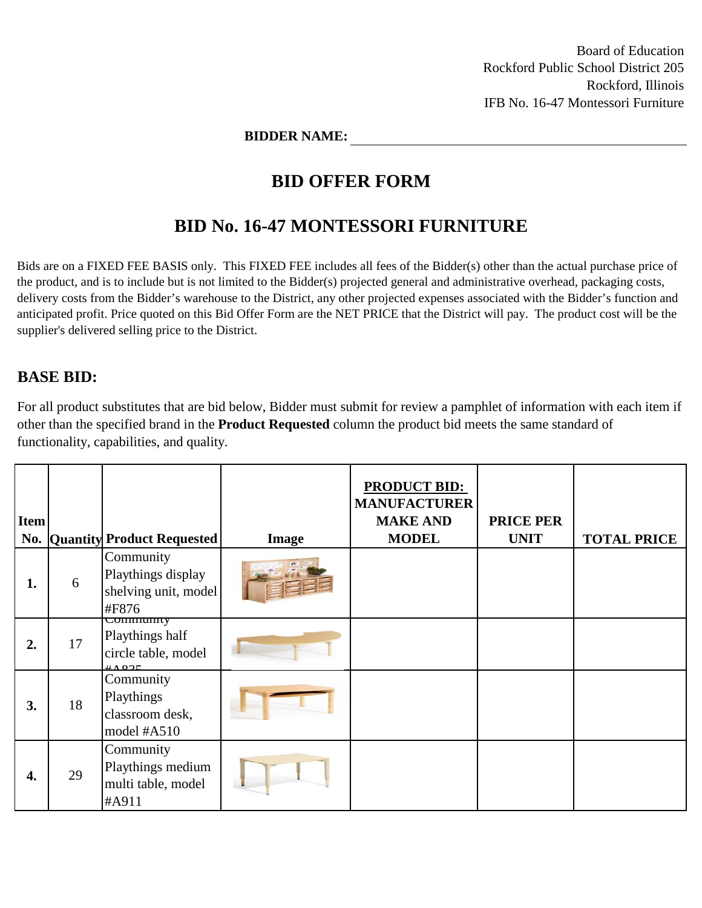Board of Education
Rockford Public School District 205
Rockford, Illinois
IFB No. 16-47 Montessori Furniture

**BIDDER NAME:** ______________________________

# BID OFFER FORM

## BID No. 16-47 MONTESSORI FURNITURE

Bids are on a FIXED FEE BASIS only. This FIXED FEE includes all fees of the Bidder(s) other than the actual purchase price of the product, and is to include but is not limited to the Bidder(s) projected general and administrative overhead, packaging costs, delivery costs from the Bidder's warehouse to the District, any other projected expenses associated with the Bidder's function and anticipated profit. Price quoted on this Bid Offer Form are the NET PRICE that the District will pay. The product cost will be the supplier's delivered selling price to the District.

### BASE BID:

For all product substitutes that are bid below, Bidder must submit for review a pamphlet of information with each item if other than the specified brand in the **Product Requested** column the product bid meets the same standard of functionality, capabilities, and quality.

| Item No. | Quantity | Product Requested | Image | PRODUCT BID: MANUFACTURER MAKE AND MODEL | PRICE PER UNIT | TOTAL PRICE |
|---|---|---|---|---|---|---|
| 1. | 6 | Community Playthings display shelving unit, model #F876 | | | | |
| 2. | 17 | Community Playthings half circle table, model #A835 | | | | |
| 3. | 18 | Community Playthings classroom desk, model #A510 | | | | |
| 4. | 29 | Community Playthings medium multi table, model #A911 | | | | |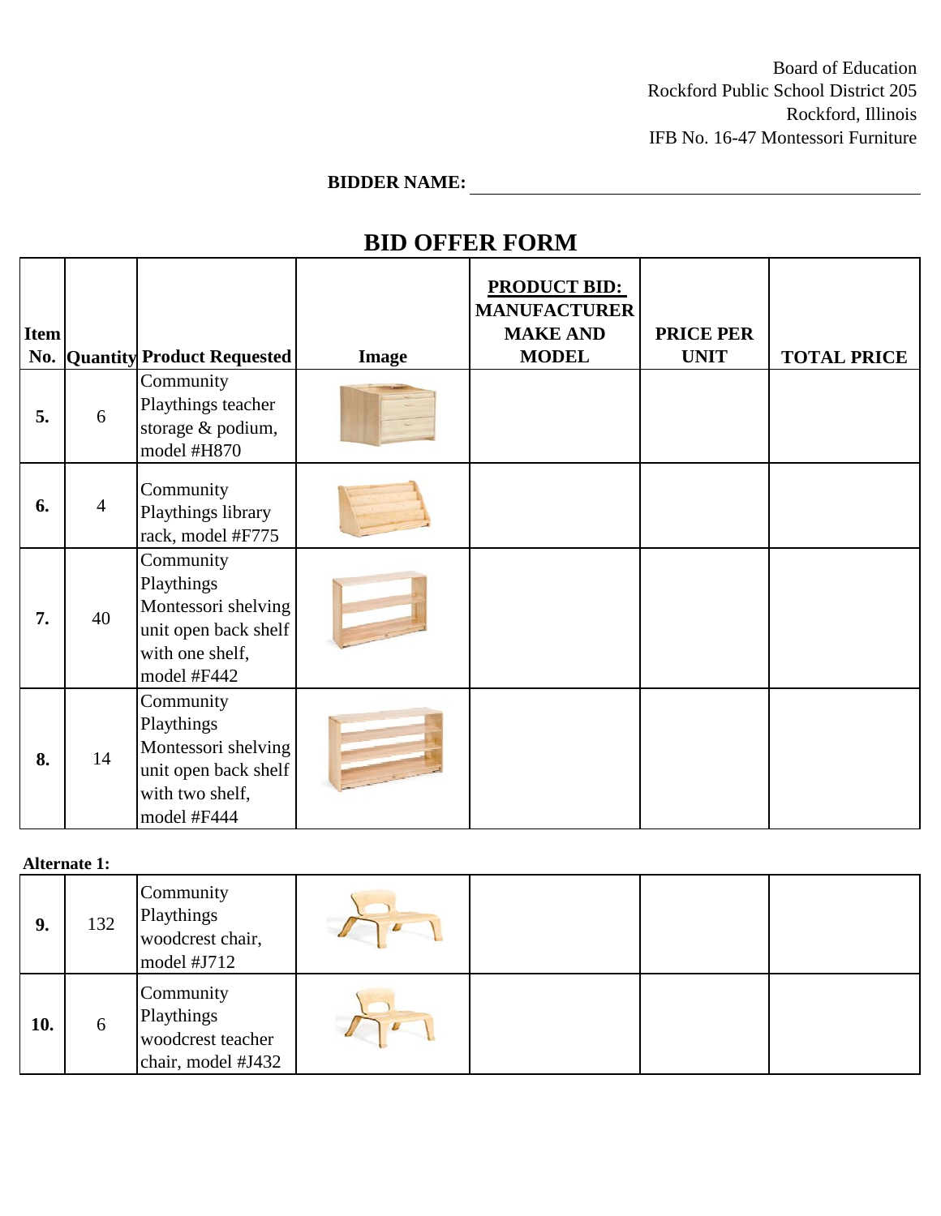Board of Education
Rockford Public School District 205
Rockford, Illinois
IFB No. 16-47 Montessori Furniture

**BIDDER NAME:** ______________________________

## BID OFFER FORM

| Item No. | Quantity | Product Requested | Image | PRODUCT BID: MANUFACTURER MAKE AND MODEL | PRICE PER UNIT | TOTAL PRICE |
|---|---|---|---|---|---|---|
| **5.** | 6 | Community Playthings teacher storage & podium, model #H870 | | | | |
| **6.** | 4 | Community Playthings library rack, model #F775 | | | | |
| **7.** | 40 | Community Playthings Montessori shelving unit open back shelf with one shelf, model #F442 | | | | |
| **8.** | 14 | Community Playthings Montessori shelving unit open back shelf with two shelf, model #F444 | | | | |

**Alternate 1:**

| Item No. | Quantity | Product Requested | Image | PRODUCT BID: MANUFACTURER MAKE AND MODEL | PRICE PER UNIT | TOTAL PRICE |
|---|---|---|---|---|---|---|
| **9.** | 132 | Community Playthings woodcrest chair, model #J712 | | | | |
| **10.** | 6 | Community Playthings woodcrest teacher chair, model #J432 | | | | |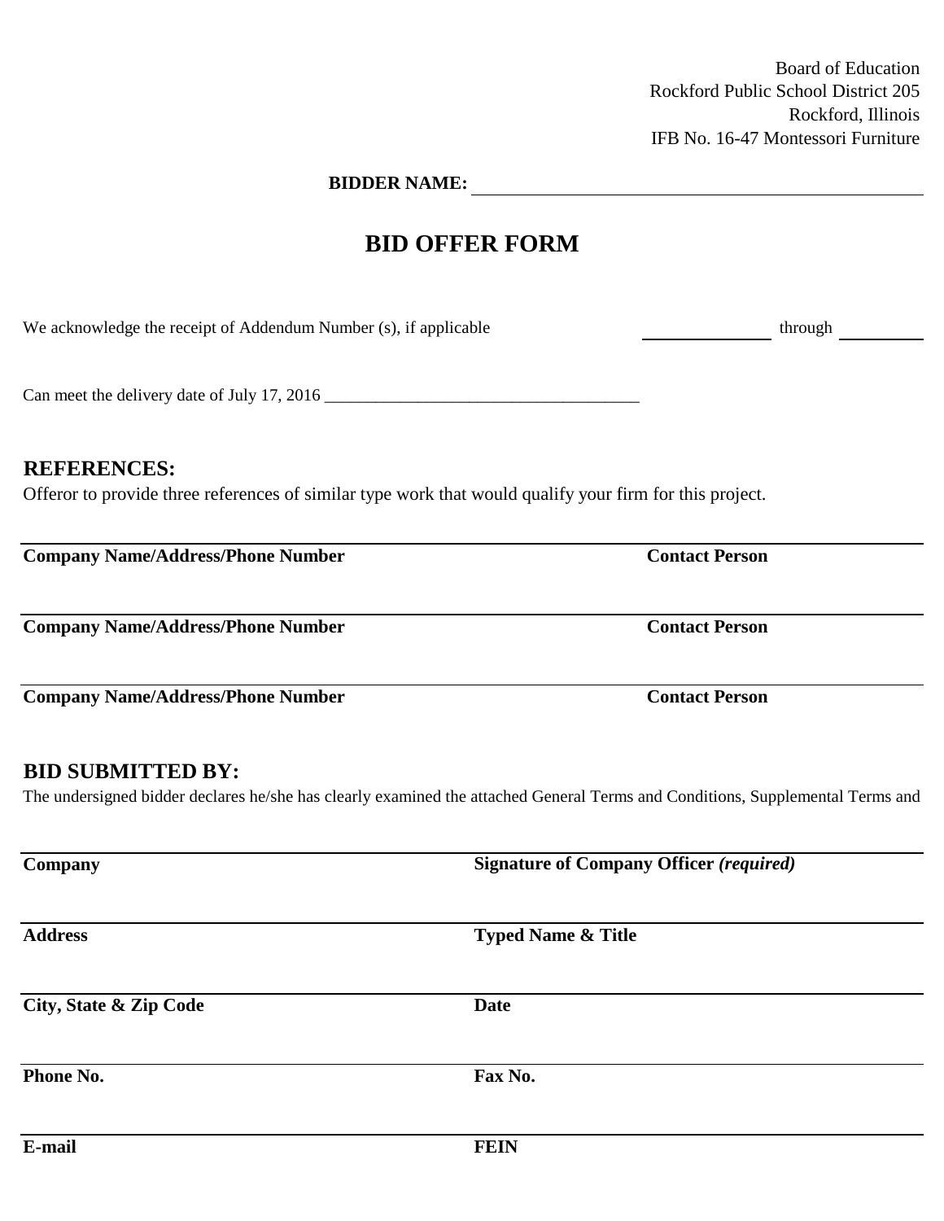Board of Education
Rockford Public School District 205
Rockford, Illinois
IFB No. 16-47 Montessori Furniture

**BIDDER NAME:** ____________________________________________

# BID OFFER FORM

We acknowledge the receipt of Addendum Number (s), if applicable _______________ through __________

Can meet the delivery date of July 17, 2016 ______________________________________

## REFERENCES:

Offeror to provide three references of similar type work that would qualify your firm for this project.

| | |
|---|---|
| **Company Name/Address/Phone Number** | **Contact Person** |
| **Company Name/Address/Phone Number** | **Contact Person** |
| **Company Name/Address/Phone Number** | **Contact Person** |

## BID SUBMITTED BY:

The undersigned bidder declares he/she has clearly examined the attached General Terms and Conditions, Supplemental Terms and

| | |
|---|---|
| **Company** | **Signature of Company Officer *(required)*** |
| **Address** | **Typed Name & Title** |
| **City, State & Zip Code** | **Date** |
| **Phone No.** | **Fax No.** |
| **E-mail** | **FEIN** |